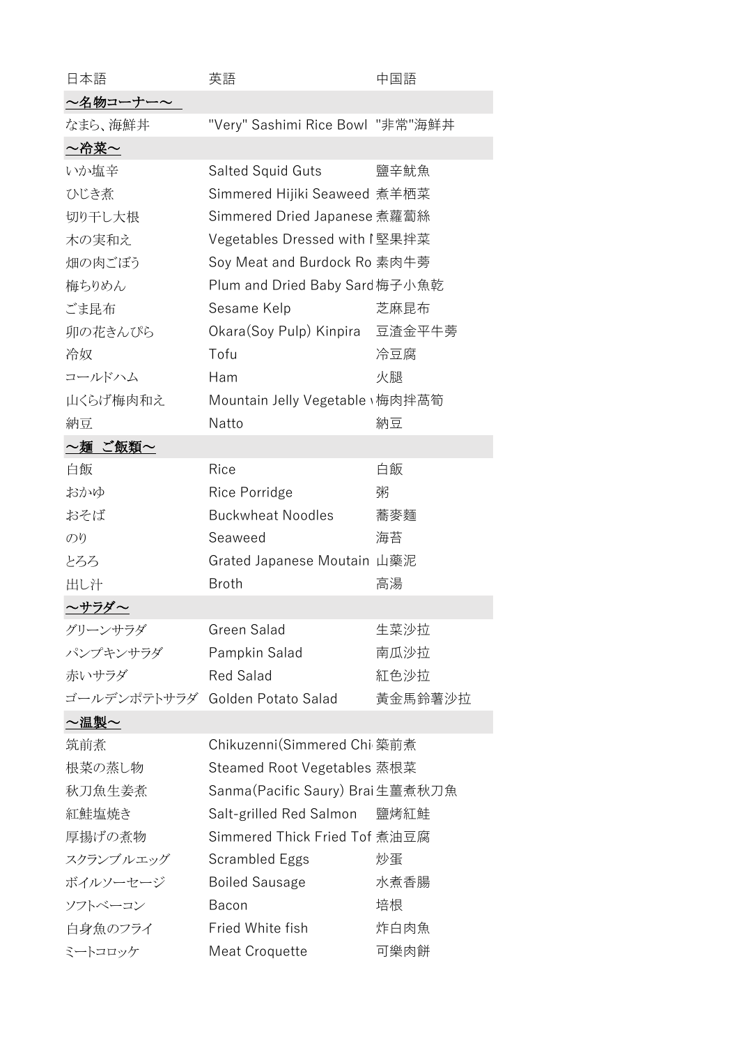| 日本語 | 英語 | 中国語 |
|---|---|---|
| **～名物コーナー～** | | |
| なまら、海鮮丼 | "Very" Sashimi Rice Bowl | "非常"海鮮丼 |
| **～冷菜～** | | |
| いか塩辛 | Salted Squid Guts | 鹽辛魷魚 |
| ひじき煮 | Simmered Hijiki Seaweed | 煮羊栖菜 |
| 切り干し大根 | Simmered Dried Japanese | 煮蘿蔔絲 |
| 木の実和え | Vegetables Dressed with I | 堅果拌菜 |
| 畑の肉ごぼう | Soy Meat and Burdock Ro | 素肉牛蒡 |
| 梅ちりめん | Plum and Dried Baby Sard | 梅子小魚乾 |
| ごま昆布 | Sesame Kelp | 芝麻昆布 |
| 卯の花きんぴら | Okara(Soy Pulp) Kinpira | 豆渣金平牛蒡 |
| 冷奴 | Tofu | 冷豆腐 |
| コールドハム | Ham | 火腿 |
| 山くらげ梅肉和え | Mountain Jelly Vegetable v | 梅肉拌萵筍 |
| 納豆 | Natto | 納豆 |
| **～麺 ご飯類～** | | |
| 白飯 | Rice | 白飯 |
| おかゆ | Rice Porridge | 粥 |
| おそば | Buckwheat Noodles | 蕎麥麵 |
| のり | Seaweed | 海苔 |
| とろろ | Grated Japanese Moutain | 山藥泥 |
| 出し汁 | Broth | 高湯 |
| **～サラダ～** | | |
| グリーンサラダ | Green Salad | 生菜沙拉 |
| パンプキンサラダ | Pampkin Salad | 南瓜沙拉 |
| 赤いサラダ | Red Salad | 紅色沙拉 |
| ゴールデンポテトサラダ | Golden Potato Salad | 黃金馬鈴薯沙拉 |
| **～温製～** | | |
| 筑前煮 | Chikuzenni(Simmered Chi | 築前煮 |
| 根菜の蒸し物 | Steamed Root Vegetables | 蒸根菜 |
| 秋刀魚生姜煮 | Sanma(Pacific Saury) Brai | 生薑煮秋刀魚 |
| 紅鮭塩焼き | Salt-grilled Red Salmon | 鹽烤紅鮭 |
| 厚揚げの煮物 | Simmered Thick Fried Tof | 煮油豆腐 |
| スクランブルエッグ | Scrambled Eggs | 炒蛋 |
| ボイルソーセージ | Boiled Sausage | 水煮香腸 |
| ソフトベーコン | Bacon | 培根 |
| 白身魚のフライ | Fried White fish | 炸白肉魚 |
| ミートコロッケ | Meat Croquette | 可樂肉餅 |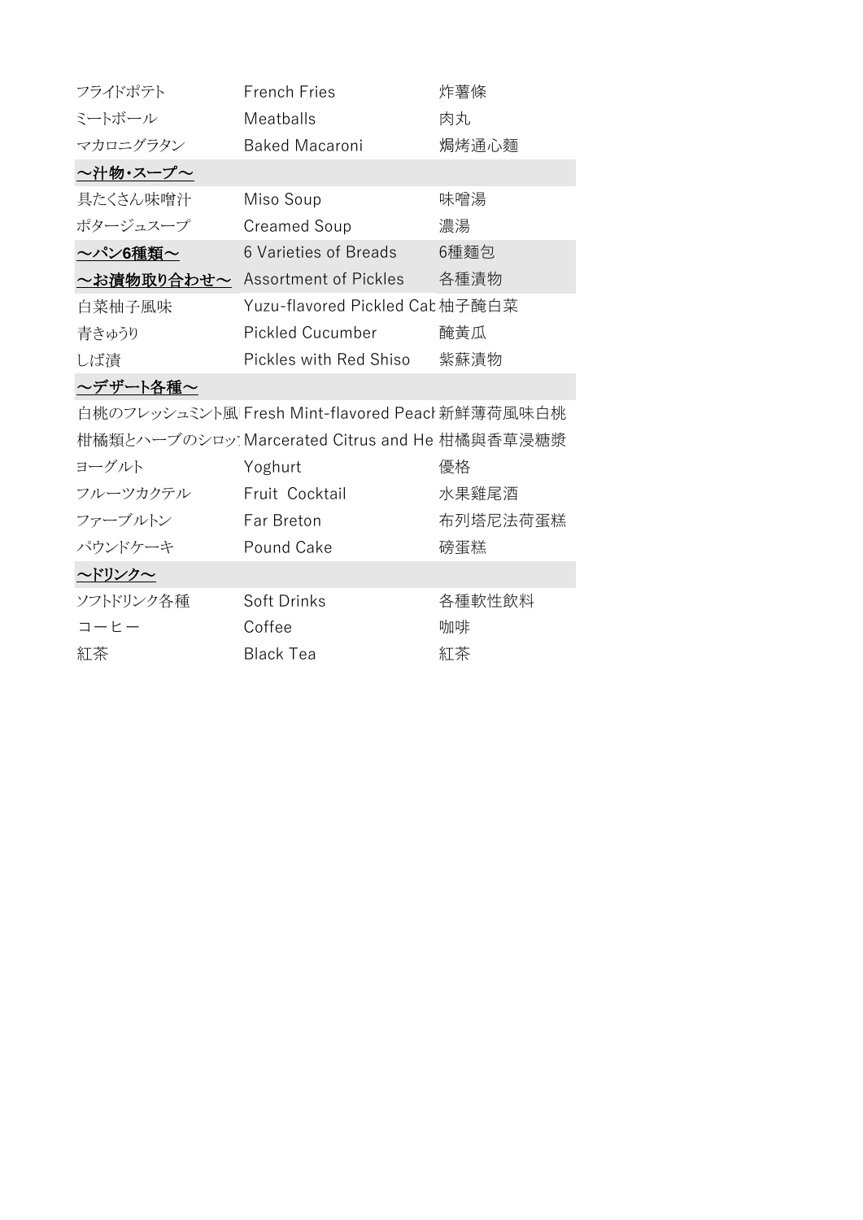| | | |
|---|---|---|
| フライドポテト | French Fries | 炸薯條 |
| ミートボール | Meatballs | 肉丸 |
| マカロニグラタン | Baked Macaroni | 焗烤通心麵 |
| **～汁物・スープ～** | | |
| 具たくさん味噌汁 | Miso Soup | 味噌湯 |
| ポタージュスープ | Creamed Soup | 濃湯 |
| **～パン6種類～** | 6 Varieties of Breads | 6種麵包 |
| **～お漬物取り合わせ～** | Assortment of Pickles | 各種漬物 |
| 白菜柚子風味 | Yuzu-flavored Pickled Cab | 柚子醃白菜 |
| 青きゅうり | Pickled Cucumber | 醃黃瓜 |
| しば漬 | Pickles with Red Shiso | 紫蘇漬物 |
| **～デザート各種～** | | |
| 白桃のフレッシュミント風 | Fresh Mint-flavored Peach | 新鮮薄荷風味白桃 |
| 柑橘類とハーブのシロッ | Marcerated Citrus and He | 柑橘與香草浸糖漿 |
| ヨーグルト | Yoghurt | 優格 |
| フルーツカクテル | Fruit Cocktail | 水果雞尾酒 |
| ファーブルトン | Far Breton | 布列塔尼法荷蛋糕 |
| パウンドケーキ | Pound Cake | 磅蛋糕 |
| **～ドリンク～** | | |
| ソフトドリンク各種 | Soft Drinks | 各種軟性飲料 |
| コーヒー | Coffee | 咖啡 |
| 紅茶 | Black Tea | 紅茶 |